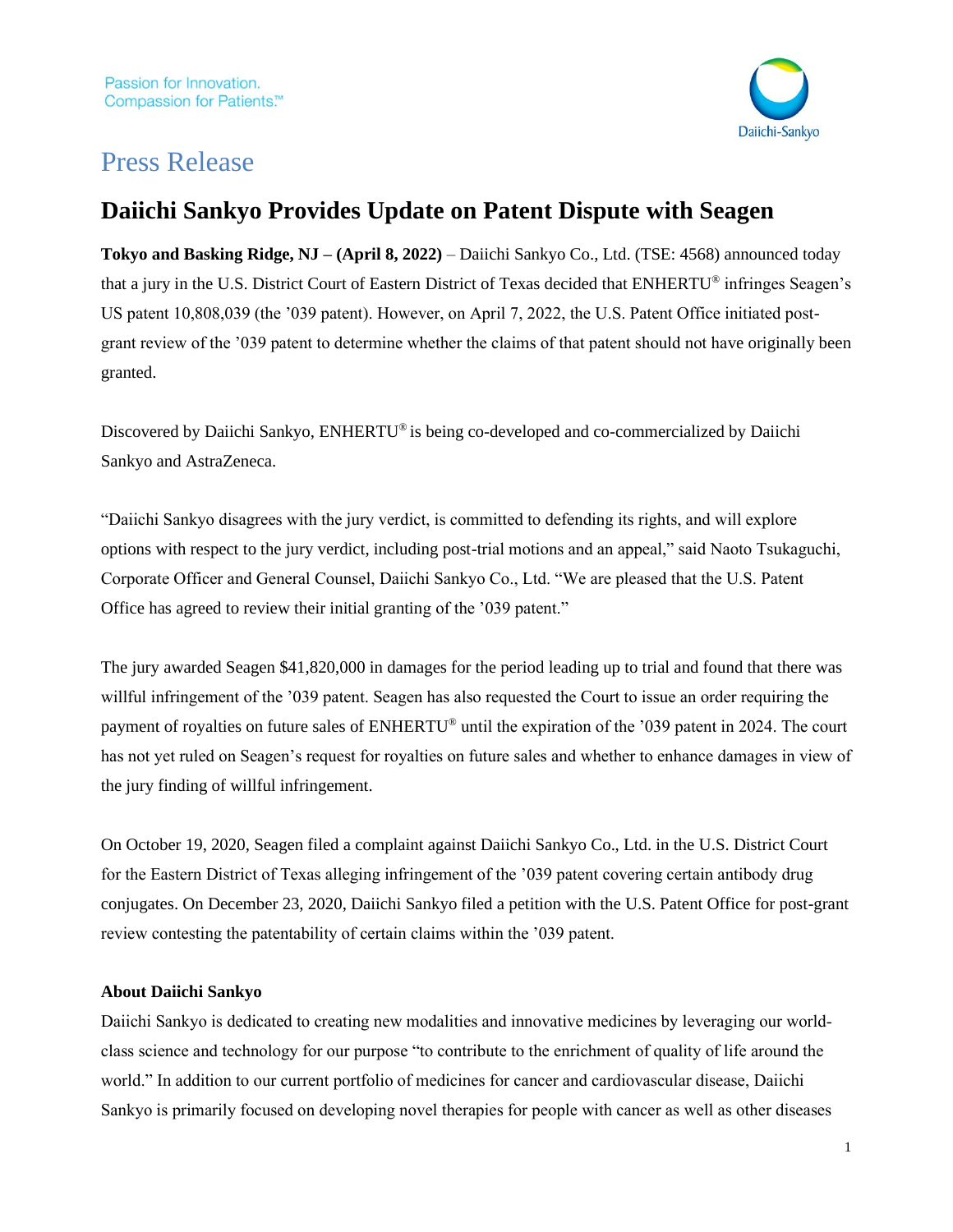Passion for Innovation.
Compassion for Patients.™

Daiichi-Sankyo

# Press Release

## Daiichi Sankyo Provides Update on Patent Dispute with Seagen

**Tokyo and Basking Ridge, NJ – (April 8, 2022)** – Daiichi Sankyo Co., Ltd. (TSE: 4568) announced today that a jury in the U.S. District Court of Eastern District of Texas decided that ENHERTU® infringes Seagen's US patent 10,808,039 (the '039 patent). However, on April 7, 2022, the U.S. Patent Office initiated post-grant review of the '039 patent to determine whether the claims of that patent should not have originally been granted.

Discovered by Daiichi Sankyo, ENHERTU® is being co-developed and co-commercialized by Daiichi Sankyo and AstraZeneca.

"Daiichi Sankyo disagrees with the jury verdict, is committed to defending its rights, and will explore options with respect to the jury verdict, including post-trial motions and an appeal," said Naoto Tsukaguchi, Corporate Officer and General Counsel, Daiichi Sankyo Co., Ltd. "We are pleased that the U.S. Patent Office has agreed to review their initial granting of the '039 patent."

The jury awarded Seagen $41,820,000 in damages for the period leading up to trial and found that there was willful infringement of the '039 patent. Seagen has also requested the Court to issue an order requiring the payment of royalties on future sales of ENHERTU® until the expiration of the '039 patent in 2024. The court has not yet ruled on Seagen's request for royalties on future sales and whether to enhance damages in view of the jury finding of willful infringement.

On October 19, 2020, Seagen filed a complaint against Daiichi Sankyo Co., Ltd. in the U.S. District Court for the Eastern District of Texas alleging infringement of the '039 patent covering certain antibody drug conjugates. On December 23, 2020, Daiichi Sankyo filed a petition with the U.S. Patent Office for post-grant review contesting the patentability of certain claims within the '039 patent.

**About Daiichi Sankyo**

Daiichi Sankyo is dedicated to creating new modalities and innovative medicines by leveraging our world-class science and technology for our purpose "to contribute to the enrichment of quality of life around the world." In addition to our current portfolio of medicines for cancer and cardiovascular disease, Daiichi Sankyo is primarily focused on developing novel therapies for people with cancer as well as other diseases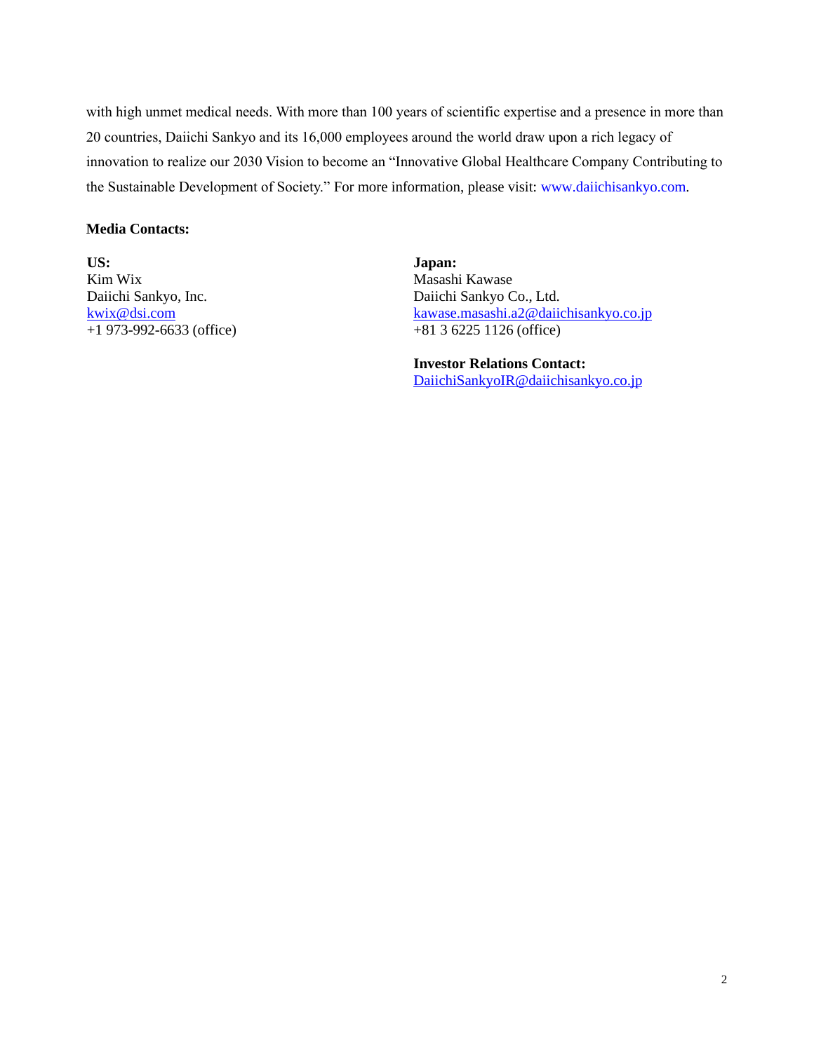with high unmet medical needs. With more than 100 years of scientific expertise and a presence in more than 20 countries, Daiichi Sankyo and its 16,000 employees around the world draw upon a rich legacy of innovation to realize our 2030 Vision to become an "Innovative Global Healthcare Company Contributing to the Sustainable Development of Society." For more information, please visit: www.daiichisankyo.com.

**Media Contacts:**

**US:**
Kim Wix
Daiichi Sankyo, Inc.
kwix@dsi.com
+1 973-992-6633 (office)

**Japan:**
Masashi Kawase
Daiichi Sankyo Co., Ltd.
kawase.masashi.a2@daiichisankyo.co.jp
+81 3 6225 1126 (office)

**Investor Relations Contact:**
DaiichiSankyoIR@daiichisankyo.co.jp